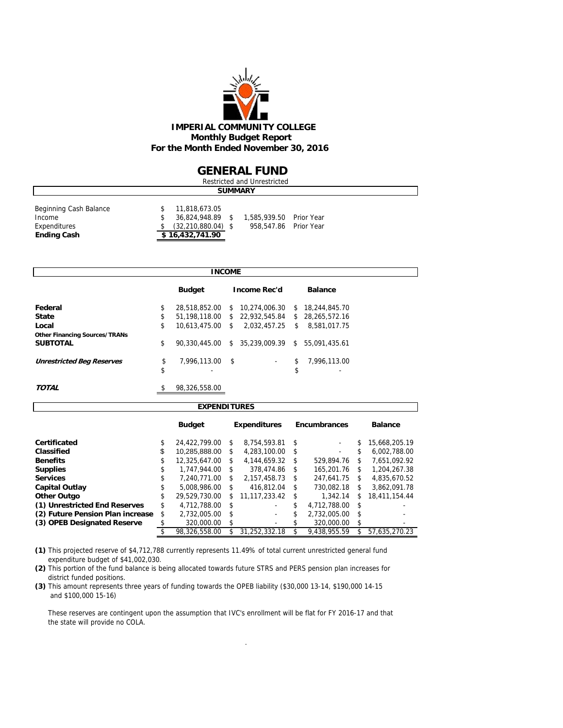# IMPERIAL COMMUNITY COLLEGE
## Monthly Budget Report
## For the Month Ended November 30, 2016

# GENERAL FUND

Restricted and Unrestricted

### SUMMARY

| | | | |
|---|---|---|---|
| Beginning Cash Balance | $ 11,818,673.05 | | |
| Income | $ 36,824,948.89 | $ 1,585,939.50 | Prior Year |
| Expenditures | $ (32,210,880.04) | $ 958,547.86 | Prior Year |
| **Ending Cash** | **$ 16,432,741.90** | | |

### INCOME

| | Budget | Income Rec'd | Balance |
|---|---|---|---|
| **Federal** | $ 28,518,852.00 | $ 10,274,006.30 | $ 18,244,845.70 |
| **State** | $ 51,198,118.00 | $ 22,932,545.84 | $ 28,265,572.16 |
| **Local** | $ 10,613,475.00 | $ 2,032,457.25 | $ 8,581,017.75 |
| **Other Financing Sources/TRANs** | | | |
| **SUBTOTAL** | $ 90,330,445.00 | $ 35,239,009.39 | $ 55,091,435.61 |
| ***Unrestricted Beg Reserves*** | $ 7,996,113.00 | $ - | $ 7,996,113.00 |
| | $ - | | $ - |
| ***TOTAL*** | $ 98,326,558.00 | | |

### EXPENDITURES

| | Budget | Expenditures | Encumbrances | Balance |
|---|---|---|---|---|
| **Certificated** | $ 24,422,799.00 | $ 8,754,593.81 | $ - | $ 15,668,205.19 |
| **Classified** | $ 10,285,888.00 | $ 4,283,100.00 | $ - | $ 6,002,788.00 |
| **Benefits** | $ 12,325,647.00 | $ 4,144,659.32 | $ 529,894.76 | $ 7,651,092.92 |
| **Supplies** | $ 1,747,944.00 | $ 378,474.86 | $ 165,201.76 | $ 1,204,267.38 |
| **Services** | $ 7,240,771.00 | $ 2,157,458.73 | $ 247,641.75 | $ 4,835,670.52 |
| **Capital Outlay** | $ 5,008,986.00 | $ 416,812.04 | $ 730,082.18 | $ 3,862,091.78 |
| **Other Outgo** | $ 29,529,730.00 | $ 11,117,233.42 | $ 1,342.14 | $ 18,411,154.44 |
| **(1) Unrestricted End Reserves** | $ 4,712,788.00 | $ - | $ 4,712,788.00 | $ - |
| **(2) Future Pension Plan increase** | $ 2,732,005.00 | $ - | $ 2,732,005.00 | $ - |
| **(3) OPEB Designated Reserve** | $ 320,000.00 | $ - | $ 320,000.00 | $ - |
| | $ 98,326,558.00 | $ 31,252,332.18 | $ 9,438,955.59 | $ 57,635,270.23 |

**(1)** This projected reserve of $4,712,788 currently represents 11.49% of total current unrestricted general fund expenditure budget of $41,002,030.

**(2)** This portion of the fund balance is being allocated towards future STRS and PERS pension plan increases for district funded positions.

**(3)** This amount represents three years of funding towards the OPEB liability ($30,000 13-14, $190,000 14-15 and $100,000 15-16)

These reserves are contingent upon the assumption that IVC's enrollment will be flat for FY 2016-17 and that the state will provide no COLA.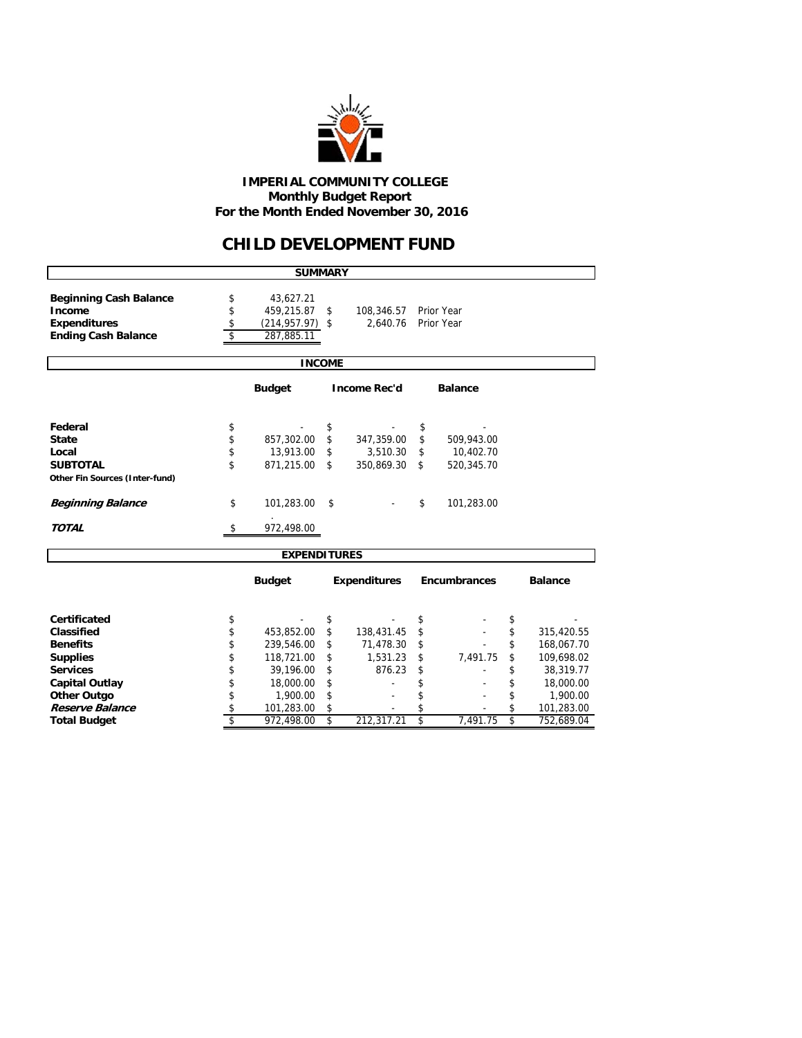# IMPERIAL COMMUNITY COLLEGE
## Monthly Budget Report
## For the Month Ended November 30, 2016

# CHILD DEVELOPMENT FUND

### SUMMARY

| | | | |
|---|---|---|---|
| **Beginning Cash Balance** | $ 43,627.21 | | |
| **Income** | $ 459,215.87 | $ 108,346.57 | Prior Year |
| **Expenditures** | $ (214,957.97) | $ 2,640.76 | Prior Year |
| **Ending Cash Balance** | $ 287,885.11 | | |

### INCOME

| | Budget | Income Rec'd | Balance |
|---|---|---|---|
| **Federal** | $ - | $ - | $ - |
| **State** | $ 857,302.00 | $ 347,359.00 | $ 509,943.00 |
| **Local** | $ 13,913.00 | $ 3,510.30 | $ 10,402.70 |
| **SUBTOTAL** | $ 871,215.00 | $ 350,869.30 | $ 520,345.70 |
| **Other Fin Sources (Inter-fund)** | | | |
| ***Beginning Balance*** | $ 101,283.00 | $ - | $ 101,283.00 |
| ***TOTAL*** | $ 972,498.00 | | |

### EXPENDITURES

| | Budget | Expenditures | Encumbrances | Balance |
|---|---|---|---|---|
| **Certificated** | $ - | $ - | $ - | $ - |
| **Classified** | $ 453,852.00 | $ 138,431.45 | $ - | $ 315,420.55 |
| **Benefits** | $ 239,546.00 | $ 71,478.30 | $ - | $ 168,067.70 |
| **Supplies** | $ 118,721.00 | $ 1,531.23 | $ 7,491.75 | $ 109,698.02 |
| **Services** | $ 39,196.00 | $ 876.23 | $ - | $ 38,319.77 |
| **Capital Outlay** | $ 18,000.00 | $ - | $ - | $ 18,000.00 |
| **Other Outgo** | $ 1,900.00 | $ - | $ - | $ 1,900.00 |
| ***Reserve Balance*** | $ 101,283.00 | $ - | $ - | $ 101,283.00 |
| **Total Budget** | $ 972,498.00 | $ 212,317.21 | $ 7,491.75 | $ 752,689.04 |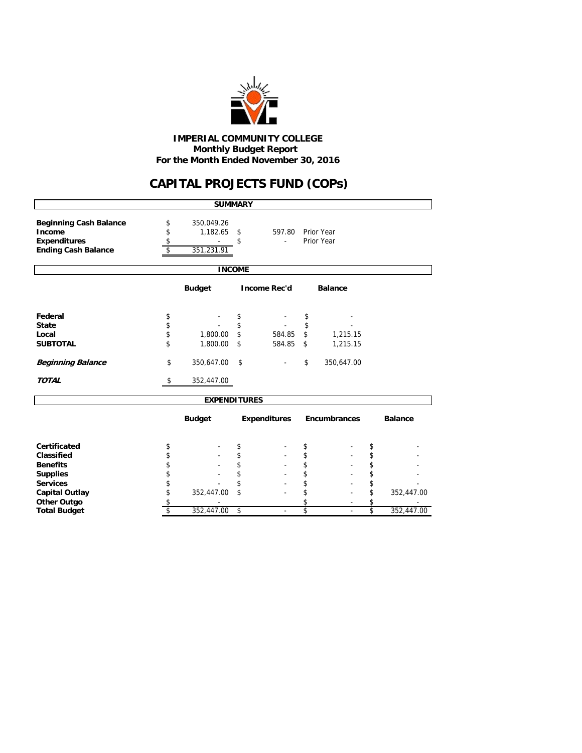**IMPERIAL COMMUNITY COLLEGE**
**Monthly Budget Report**
**For the Month Ended November 30, 2016**

# CAPITAL PROJECTS FUND (COPs)

## SUMMARY

| | | | |
|---|---|---|---|
| **Beginning Cash Balance** | $ 350,049.26 | | |
| **Income** | $ 1,182.65 | $ 597.80 | Prior Year |
| **Expenditures** | $ - | $ - | Prior Year |
| **Ending Cash Balance** | $ 351,231.91 | | |

## INCOME

| | Budget | Income Rec'd | Balance |
|---|---|---|---|
| **Federal** | $ - | $ - | $ - |
| **State** | $ - | $ - | $ - |
| **Local** | $ 1,800.00 | $ 584.85 | $ 1,215.15 |
| **SUBTOTAL** | $ 1,800.00 | $ 584.85 | $ 1,215.15 |
| ***Beginning Balance*** | $ 350,647.00 | $ - | $ 350,647.00 |
| ***TOTAL*** | $ 352,447.00 | | |

## EXPENDITURES

| | Budget | Expenditures | Encumbrances | Balance |
|---|---|---|---|---|
| **Certificated** | $ - | $ - | $ - | $ - |
| **Classified** | $ - | $ - | $ - | $ - |
| **Benefits** | $ - | $ - | $ - | $ - |
| **Supplies** | $ - | $ - | $ - | $ - |
| **Services** | $ - | $ - | $ - | $ - |
| **Capital Outlay** | $ 352,447.00 | $ - | $ - | $ 352,447.00 |
| **Other Outgo** | $ - | | $ - | $ - |
| **Total Budget** | $ 352,447.00 | $ - | $ - | $ 352,447.00 |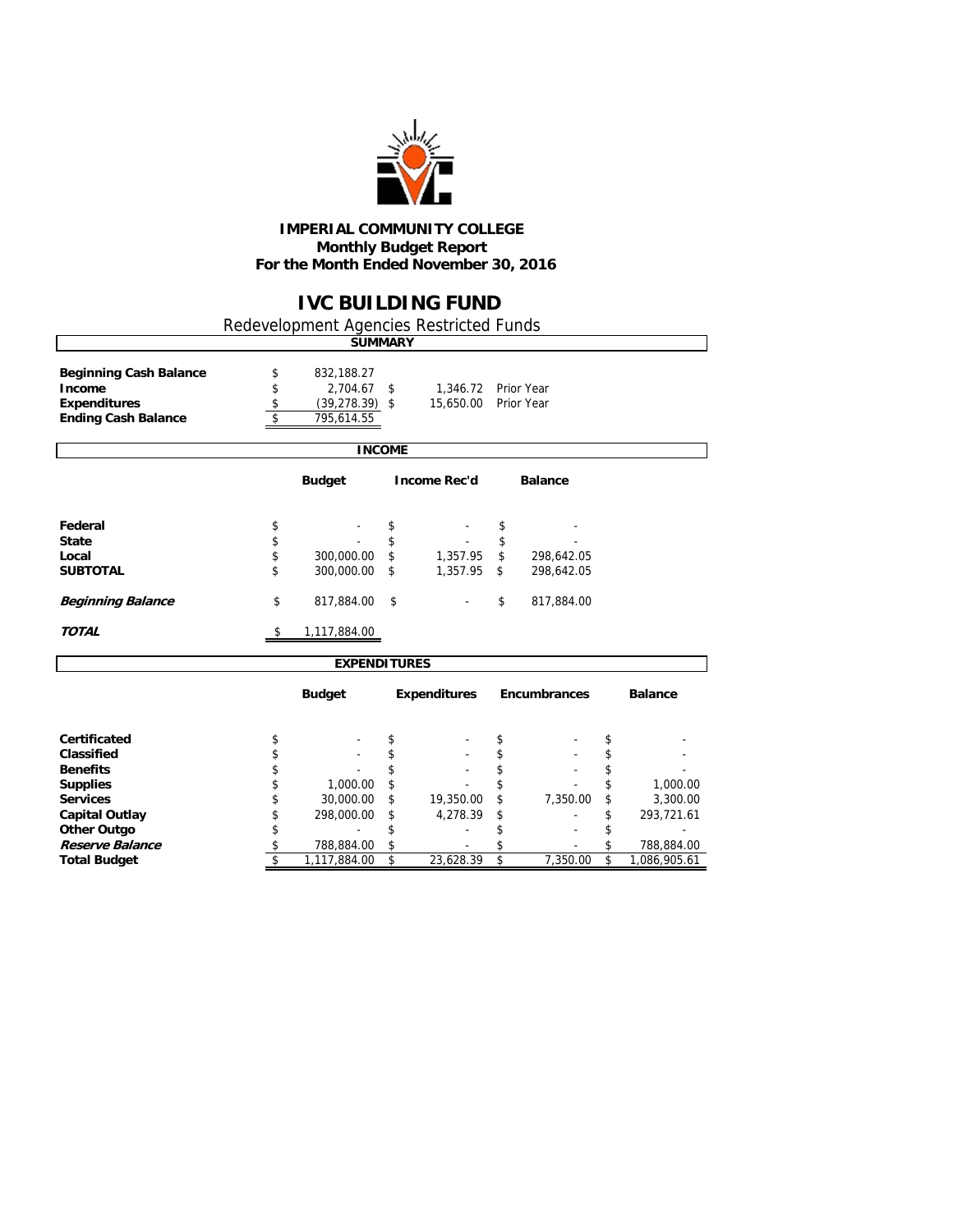**IMPERIAL COMMUNITY COLLEGE**
**Monthly Budget Report**
**For the Month Ended November 30, 2016**

# IVC BUILDING FUND

Redevelopment Agencies Restricted Funds

## SUMMARY

| | | | |
|---|---|---|---|
| **Beginning Cash Balance** | $ 832,188.27 | | |
| **Income** | $ 2,704.67 | $ 1,346.72 | Prior Year |
| **Expenditures** | $ (39,278.39) | $ 15,650.00 | Prior Year |
| **Ending Cash Balance** | $ 795,614.55 | | |

## INCOME

| | Budget | Income Rec'd | Balance |
|---|---|---|---|
| **Federal** | $ - | $ - | $ - |
| **State** | $ - | $ - | $ - |
| **Local** | $ 300,000.00 | $ 1,357.95 | $ 298,642.05 |
| **SUBTOTAL** | $ 300,000.00 | $ 1,357.95 | $ 298,642.05 |
| ***Beginning Balance*** | $ 817,884.00 | $ - | $ 817,884.00 |
| ***TOTAL*** | $ 1,117,884.00 | | |

## EXPENDITURES

| | Budget | Expenditures | Encumbrances | Balance |
|---|---|---|---|---|
| **Certificated** | $ - | $ - | $ - | $ - |
| **Classified** | $ - | $ - | $ - | $ - |
| **Benefits** | $ - | $ - | $ - | $ - |
| **Supplies** | $ 1,000.00 | $ - | $ - | $ 1,000.00 |
| **Services** | $ 30,000.00 | $ 19,350.00 | $ 7,350.00 | $ 3,300.00 |
| **Capital Outlay** | $ 298,000.00 | $ 4,278.39 | $ - | $ 293,721.61 |
| **Other Outgo** | $ - | $ - | $ - | $ - |
| ***Reserve Balance*** | $ 788,884.00 | $ - | $ - | $ 788,884.00 |
| **Total Budget** | $ 1,117,884.00 | $ 23,628.39 | $ 7,350.00 | $ 1,086,905.61 |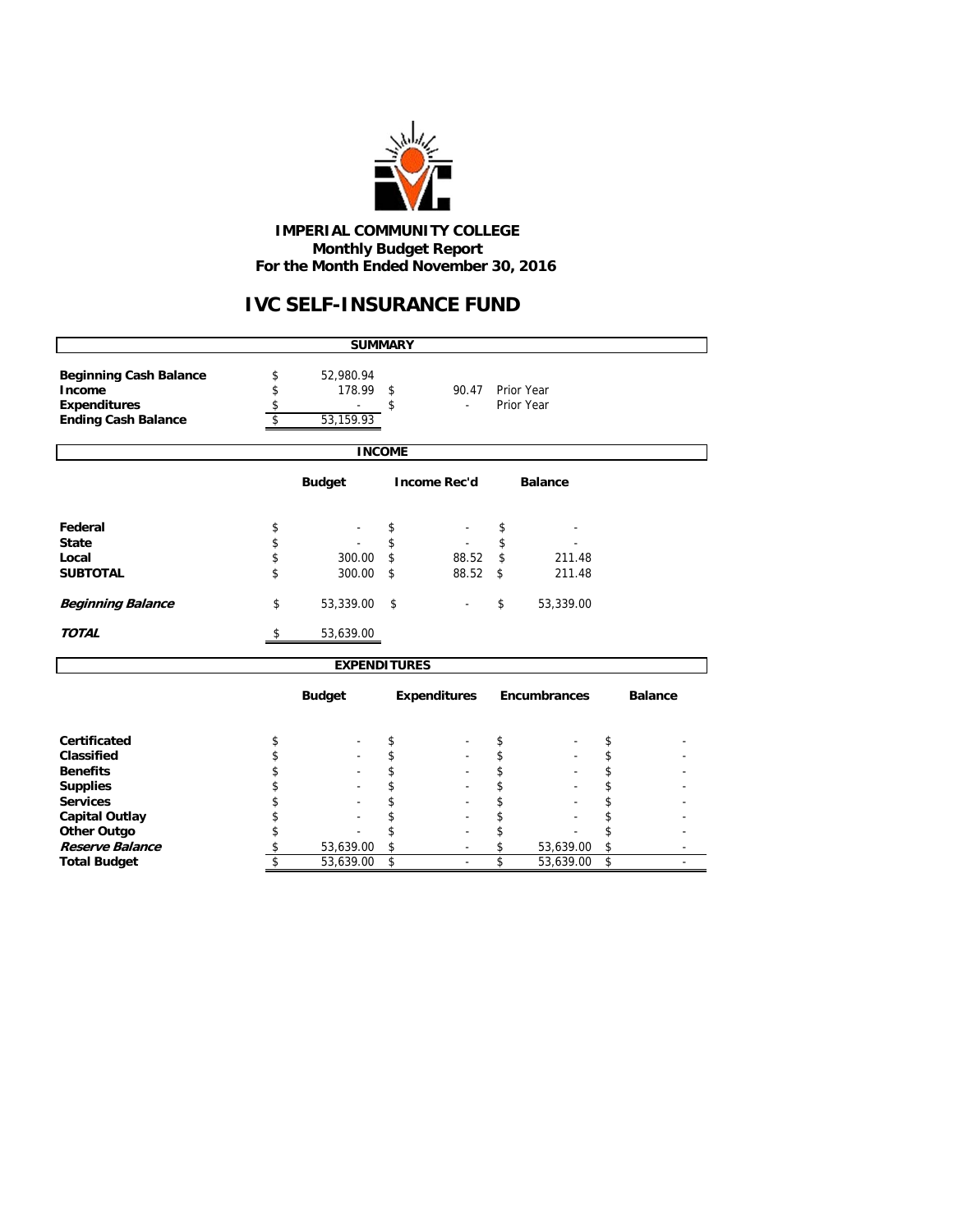**IMPERIAL COMMUNITY COLLEGE**
**Monthly Budget Report**
**For the Month Ended November 30, 2016**

# IVC SELF-INSURANCE FUND

## SUMMARY

| | | | |
|---|---|---|---|
| **Beginning Cash Balance** | $ 52,980.94 | | |
| **Income** | $ 178.99 | $ 90.47 | Prior Year |
| **Expenditures** | $ - | $ - | Prior Year |
| **Ending Cash Balance** | $ 53,159.93 | | |

## INCOME

| | Budget | Income Rec'd | Balance |
|---|---|---|---|
| **Federal** | $ - | $ - | $ - |
| **State** | $ - | $ - | $ - |
| **Local** | $ 300.00 | $ 88.52 | $ 211.48 |
| **SUBTOTAL** | $ 300.00 | $ 88.52 | $ 211.48 |
| ***Beginning Balance*** | $ 53,339.00 | $ - | $ 53,339.00 |
| ***TOTAL*** | $ 53,639.00 | | |

## EXPENDITURES

| | Budget | Expenditures | Encumbrances | Balance |
|---|---|---|---|---|
| **Certificated** | $ - | $ - | $ - | $ - |
| **Classified** | $ - | $ - | $ - | $ - |
| **Benefits** | $ - | $ - | $ - | $ - |
| **Supplies** | $ - | $ - | $ - | $ - |
| **Services** | $ - | $ - | $ - | $ - |
| **Capital Outlay** | $ - | $ - | $ - | $ - |
| **Other Outgo** | $ - | $ - | $ - | $ - |
| ***Reserve Balance*** | $ 53,639.00 | $ - | $ 53,639.00 | $ - |
| **Total Budget** | $ 53,639.00 | $ - | $ 53,639.00 | $ - |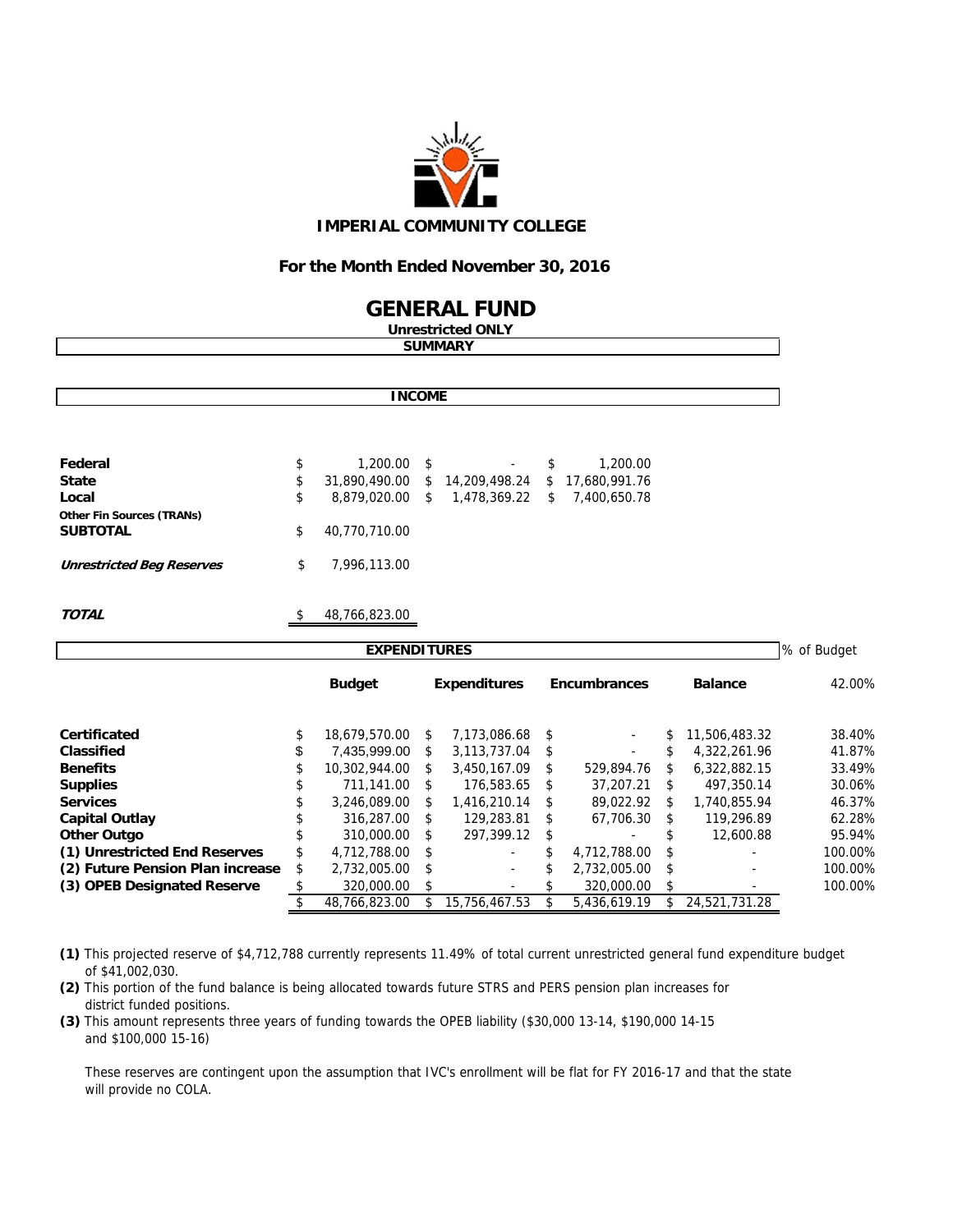# IMPERIAL COMMUNITY COLLEGE

## For the Month Ended November 30, 2016

## GENERAL FUND

**Unrestricted ONLY**

**SUMMARY**

### INCOME

| | | | |
|---|---|---|---|
| **Federal** | $ 1,200.00 | $ - | $ 1,200.00 |
| **State** | $ 31,890,490.00 | $ 14,209,498.24 | $ 17,680,991.76 |
| **Local** | $ 8,879,020.00 | $ 1,478,369.22 | $ 7,400,650.78 |
| **Other Fin Sources (TRANs)** | | | |
| **SUBTOTAL** | $ 40,770,710.00 | | |
| ***Unrestricted Beg Reserves*** | $ 7,996,113.00 | | |
| ***TOTAL*** | $ 48,766,823.00 | | |

### EXPENDITURES

| | Budget | Expenditures | Encumbrances | Balance | % of Budget 42.00% |
|---|---|---|---|---|---|
| **Certificated** | $ 18,679,570.00 | $ 7,173,086.68 | $ - | $ 11,506,483.32 | 38.40% |
| **Classified** | $ 7,435,999.00 | $ 3,113,737.04 | $ - | $ 4,322,261.96 | 41.87% |
| **Benefits** | $ 10,302,944.00 | $ 3,450,167.09 | $ 529,894.76 | $ 6,322,882.15 | 33.49% |
| **Supplies** | $ 711,141.00 | $ 176,583.65 | $ 37,207.21 | $ 497,350.14 | 30.06% |
| **Services** | $ 3,246,089.00 | $ 1,416,210.14 | $ 89,022.92 | $ 1,740,855.94 | 46.37% |
| **Capital Outlay** | $ 316,287.00 | $ 129,283.81 | $ 67,706.30 | $ 119,296.89 | 62.28% |
| **Other Outgo** | $ 310,000.00 | $ 297,399.12 | $ - | $ 12,600.88 | 95.94% |
| **(1) Unrestricted End Reserves** | $ 4,712,788.00 | $ - | $ 4,712,788.00 | $ - | 100.00% |
| **(2) Future Pension Plan increase** | $ 2,732,005.00 | $ - | $ 2,732,005.00 | $ - | 100.00% |
| **(3) OPEB Designated Reserve** | $ 320,000.00 | $ - | $ 320,000.00 | $ - | 100.00% |
| | $ 48,766,823.00 | $ 15,756,467.53 | $ 5,436,619.19 | $ 24,521,731.28 | |

**(1)** This projected reserve of $4,712,788 currently represents 11.49% of total current unrestricted general fund expenditure budget of $41,002,030.

**(2)** This portion of the fund balance is being allocated towards future STRS and PERS pension plan increases for district funded positions.

**(3)** This amount represents three years of funding towards the OPEB liability ($30,000 13-14, $190,000 14-15 and $100,000 15-16)

These reserves are contingent upon the assumption that IVC's enrollment will be flat for FY 2016-17 and that the state will provide no COLA.